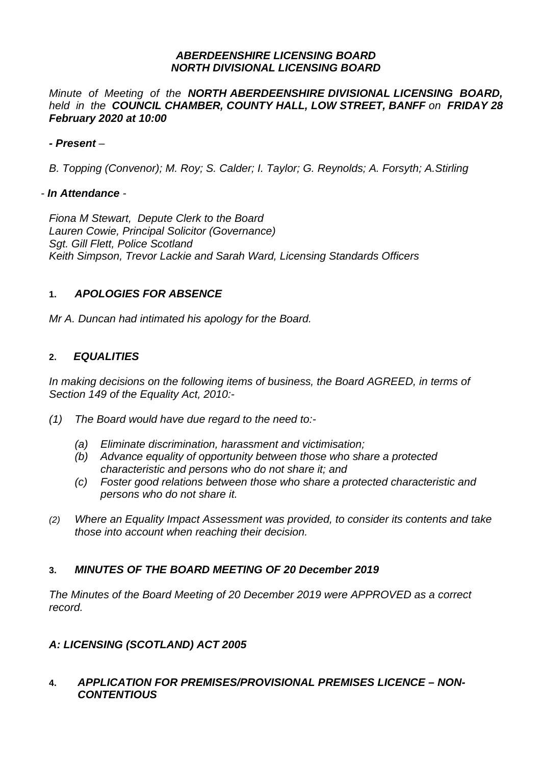# *ABERDEENSHIRE LICENSING BOARD*
# *NORTH DIVISIONAL LICENSING BOARD*

*Minute of Meeting of the* ***NORTH ABERDEENSHIRE DIVISIONAL LICENSING BOARD,*** *held in the* ***COUNCIL CHAMBER, COUNTY HALL, LOW STREET, BANFF*** *on* ***FRIDAY 28 February 2020 at 10:00***

***- Present*** *–*

*B. Topping (Convenor); M. Roy; S. Calder; I. Taylor; G. Reynolds; A. Forsyth; A.Stirling*

*-* ***In Attendance*** *-*

*Fiona M Stewart, Depute Clerk to the Board*
*Lauren Cowie, Principal Solicitor (Governance)*
*Sgt. Gill Flett, Police Scotland*
*Keith Simpson, Trevor Lackie and Sarah Ward, Licensing Standards Officers*

## **1.** ***APOLOGIES FOR ABSENCE***

*Mr A. Duncan had intimated his apology for the Board.*

## **2.** ***EQUALITIES***

*In making decisions on the following items of business, the Board AGREED, in terms of Section 149 of the Equality Act, 2010:-*

*(1) The Board would have due regard to the need to:-*

*(a) Eliminate discrimination, harassment and victimisation;*
*(b) Advance equality of opportunity between those who share a protected characteristic and persons who do not share it; and*
*(c) Foster good relations between those who share a protected characteristic and persons who do not share it.*

*(2) Where an Equality Impact Assessment was provided, to consider its contents and take those into account when reaching their decision.*

## **3.** ***MINUTES OF THE BOARD MEETING OF 20 December 2019***

*The Minutes of the Board Meeting of 20 December 2019 were APPROVED as a correct record.*

## ***A: LICENSING (SCOTLAND) ACT 2005***

## **4.** ***APPLICATION FOR PREMISES/PROVISIONAL PREMISES LICENCE – NON-CONTENTIOUS***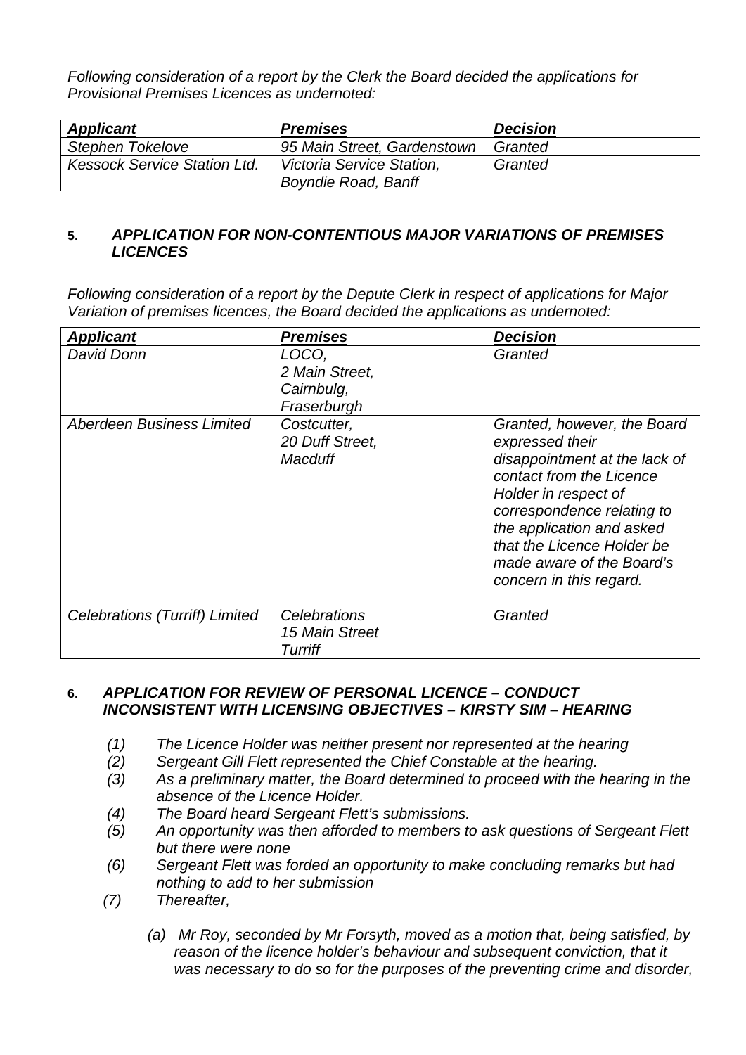*Following consideration of a report by the Clerk the Board decided the applications for Provisional Premises Licences as undernoted:*

| ***Applicant*** | ***Premises*** | ***Decision*** |
|---|---|---|
| *Stephen Tokelove* | *95 Main Street, Gardenstown* | *Granted* |
| *Kessock Service Station Ltd.* | *Victoria Service Station, Boyndie Road, Banff* | *Granted* |

### 5. *APPLICATION FOR NON-CONTENTIOUS MAJOR VARIATIONS OF PREMISES LICENCES*

*Following consideration of a report by the Depute Clerk in respect of applications for Major Variation of premises licences, the Board decided the applications as undernoted:*

| ***Applicant*** | ***Premises*** | ***Decision*** |
|---|---|---|
| *David Donn* | *LOCO, 2 Main Street, Cairnbulg, Fraserburgh* | *Granted* |
| *Aberdeen Business Limited* | *Costcutter, 20 Duff Street, Macduff* | *Granted, however, the Board expressed their disappointment at the lack of contact from the Licence Holder in respect of correspondence relating to the application and asked that the Licence Holder be made aware of the Board's concern in this regard.* |
| *Celebrations (Turriff) Limited* | *Celebrations 15 Main Street Turriff* | *Granted* |

### 6. *APPLICATION FOR REVIEW OF PERSONAL LICENCE – CONDUCT INCONSISTENT WITH LICENSING OBJECTIVES – KIRSTY SIM – HEARING*

*(1) The Licence Holder was neither present nor represented at the hearing*

*(2) Sergeant Gill Flett represented the Chief Constable at the hearing.*

*(3) As a preliminary matter, the Board determined to proceed with the hearing in the absence of the Licence Holder.*

*(4) The Board heard Sergeant Flett's submissions.*

*(5) An opportunity was then afforded to members to ask questions of Sergeant Flett but there were none*

*(6) Sergeant Flett was forded an opportunity to make concluding remarks but had nothing to add to her submission*

*(7) Thereafter,*

*(a) Mr Roy, seconded by Mr Forsyth, moved as a motion that, being satisfied, by reason of the licence holder's behaviour and subsequent conviction, that it was necessary to do so for the purposes of the preventing crime and disorder,*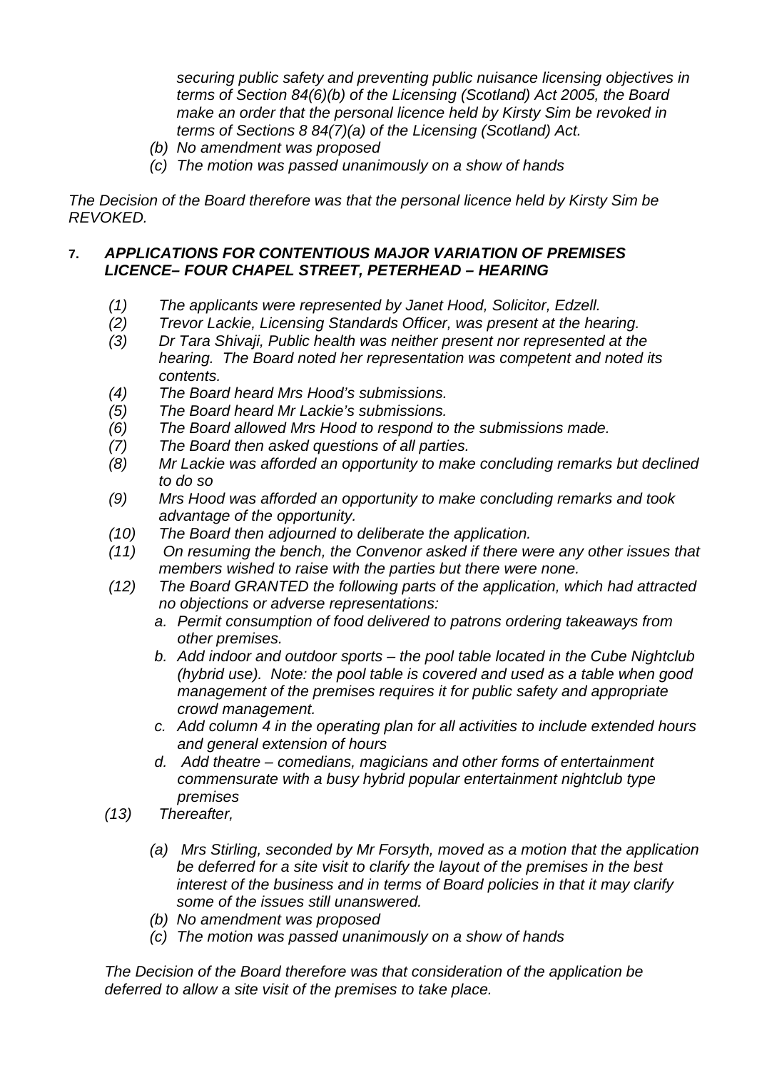*securing public safety and preventing public nuisance licensing objectives in terms of Section 84(6)(b) of the Licensing (Scotland) Act 2005, the Board make an order that the personal licence held by Kirsty Sim be revoked in terms of Sections 8 84(7)(a) of the Licensing (Scotland) Act.*

*(b) No amendment was proposed*

*(c) The motion was passed unanimously on a show of hands*

*The Decision of the Board therefore was that the personal licence held by Kirsty Sim be REVOKED.*

## 7. *APPLICATIONS FOR CONTENTIOUS MAJOR VARIATION OF PREMISES LICENCE– FOUR CHAPEL STREET, PETERHEAD – HEARING*

*(1) The applicants were represented by Janet Hood, Solicitor, Edzell.*

*(2) Trevor Lackie, Licensing Standards Officer, was present at the hearing.*

*(3) Dr Tara Shivaji, Public health was neither present nor represented at the hearing. The Board noted her representation was competent and noted its contents.*

*(4) The Board heard Mrs Hood's submissions.*

*(5) The Board heard Mr Lackie's submissions.*

*(6) The Board allowed Mrs Hood to respond to the submissions made.*

*(7) The Board then asked questions of all parties.*

*(8) Mr Lackie was afforded an opportunity to make concluding remarks but declined to do so*

*(9) Mrs Hood was afforded an opportunity to make concluding remarks and took advantage of the opportunity.*

*(10) The Board then adjourned to deliberate the application.*

*(11) On resuming the bench, the Convenor asked if there were any other issues that members wished to raise with the parties but there were none.*

*(12) The Board GRANTED the following parts of the application, which had attracted no objections or adverse representations:*

*a. Permit consumption of food delivered to patrons ordering takeaways from other premises.*

*b. Add indoor and outdoor sports – the pool table located in the Cube Nightclub (hybrid use). Note: the pool table is covered and used as a table when good management of the premises requires it for public safety and appropriate crowd management.*

*c. Add column 4 in the operating plan for all activities to include extended hours and general extension of hours*

*d. Add theatre – comedians, magicians and other forms of entertainment commensurate with a busy hybrid popular entertainment nightclub type premises*

*(13) Thereafter,*

*(a) Mrs Stirling, seconded by Mr Forsyth, moved as a motion that the application be deferred for a site visit to clarify the layout of the premises in the best interest of the business and in terms of Board policies in that it may clarify some of the issues still unanswered.*

*(b) No amendment was proposed*

*(c) The motion was passed unanimously on a show of hands*

*The Decision of the Board therefore was that consideration of the application be deferred to allow a site visit of the premises to take place.*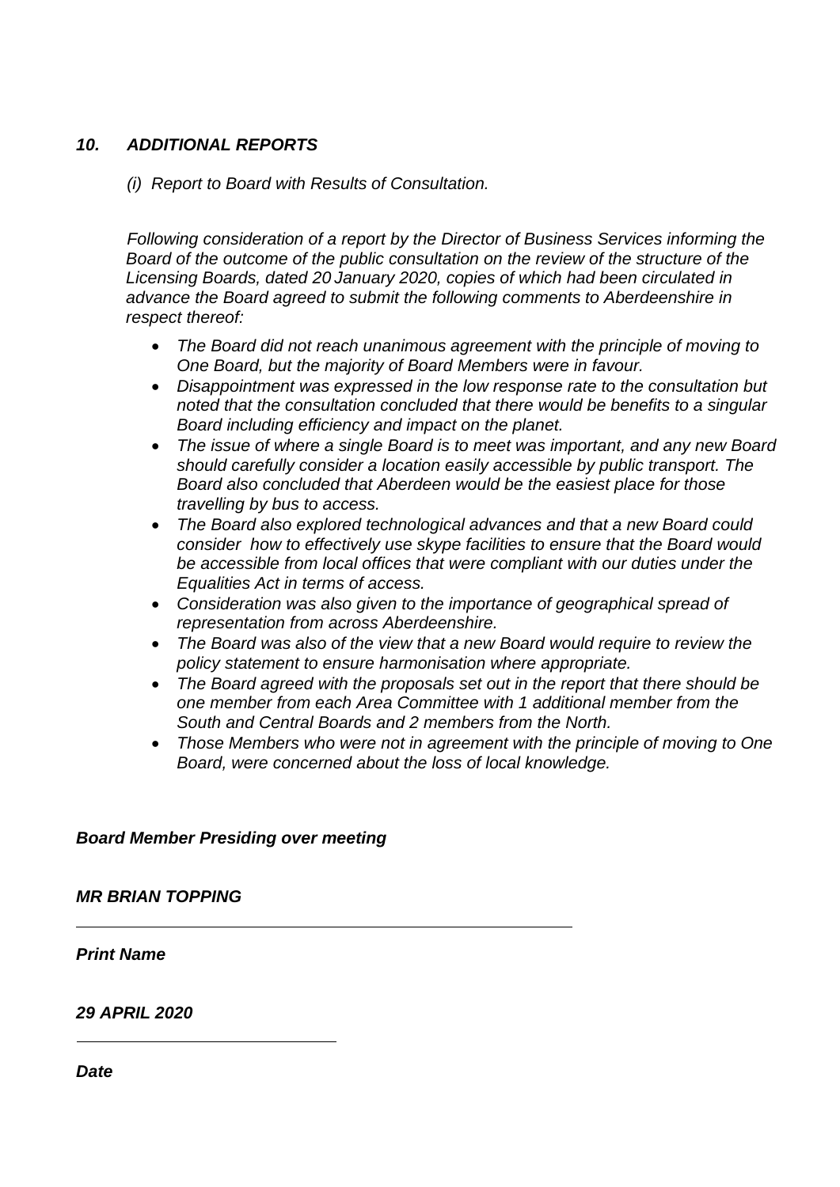## *10. ADDITIONAL REPORTS*

*(i) Report to Board with Results of Consultation.*

*Following consideration of a report by the Director of Business Services informing the Board of the outcome of the public consultation on the review of the structure of the Licensing Boards, dated 20 January 2020, copies of which had been circulated in advance the Board agreed to submit the following comments to Aberdeenshire in respect thereof:*

- *The Board did not reach unanimous agreement with the principle of moving to One Board, but the majority of Board Members were in favour.*
- *Disappointment was expressed in the low response rate to the consultation but noted that the consultation concluded that there would be benefits to a singular Board including efficiency and impact on the planet.*
- *The issue of where a single Board is to meet was important, and any new Board should carefully consider a location easily accessible by public transport. The Board also concluded that Aberdeen would be the easiest place for those travelling by bus to access.*
- *The Board also explored technological advances and that a new Board could consider how to effectively use skype facilities to ensure that the Board would be accessible from local offices that were compliant with our duties under the Equalities Act in terms of access.*
- *Consideration was also given to the importance of geographical spread of representation from across Aberdeenshire.*
- *The Board was also of the view that a new Board would require to review the policy statement to ensure harmonisation where appropriate.*
- *The Board agreed with the proposals set out in the report that there should be one member from each Area Committee with 1 additional member from the South and Central Boards and 2 members from the North.*
- *Those Members who were not in agreement with the principle of moving to One Board, were concerned about the loss of local knowledge.*

***Board Member Presiding over meeting***

***MR BRIAN TOPPING***

***Print Name***

***29 APRIL 2020***

***Date***